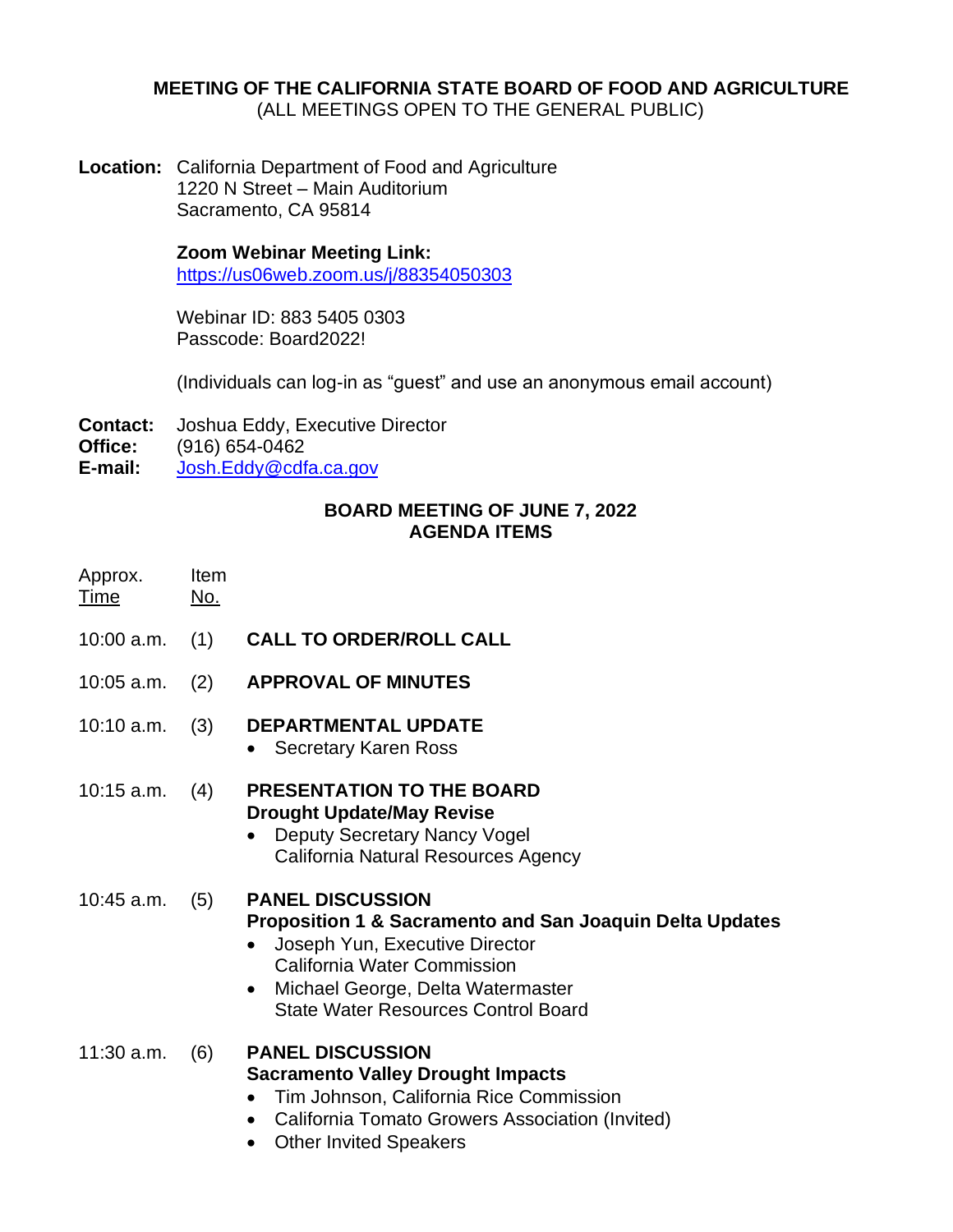**MEETING OF THE CALIFORNIA STATE BOARD OF FOOD AND AGRICULTURE**
(ALL MEETINGS OPEN TO THE GENERAL PUBLIC)

**Location:** California Department of Food and Agriculture
1220 N Street – Main Auditorium
Sacramento, CA 95814

**Zoom Webinar Meeting Link:**
https://us06web.zoom.us/j/88354050303

Webinar ID: 883 5405 0303
Passcode: Board2022!

(Individuals can log-in as "guest" and use an anonymous email account)

**Contact:** Joshua Eddy, Executive Director
**Office:** (916) 654-0462
**E-mail:** Josh.Eddy@cdfa.ca.gov

**BOARD MEETING OF JUNE 7, 2022**
**AGENDA ITEMS**

| Approx. Time | Item No. | |
|---|---|---|
| 10:00 a.m. | (1) | **CALL TO ORDER/ROLL CALL** |
| 10:05 a.m. | (2) | **APPROVAL OF MINUTES** |
| 10:10 a.m. | (3) | **DEPARTMENTAL UPDATE**<br>• Secretary Karen Ross |
| 10:15 a.m. | (4) | **PRESENTATION TO THE BOARD**<br>**Drought Update/May Revise**<br>• Deputy Secretary Nancy Vogel<br>California Natural Resources Agency |
| 10:45 a.m. | (5) | **PANEL DISCUSSION**<br>**Proposition 1 & Sacramento and San Joaquin Delta Updates**<br>• Joseph Yun, Executive Director<br>California Water Commission<br>• Michael George, Delta Watermaster<br>State Water Resources Control Board |
| 11:30 a.m. | (6) | **PANEL DISCUSSION**<br>**Sacramento Valley Drought Impacts**<br>• Tim Johnson, California Rice Commission<br>• California Tomato Growers Association (Invited)<br>• Other Invited Speakers |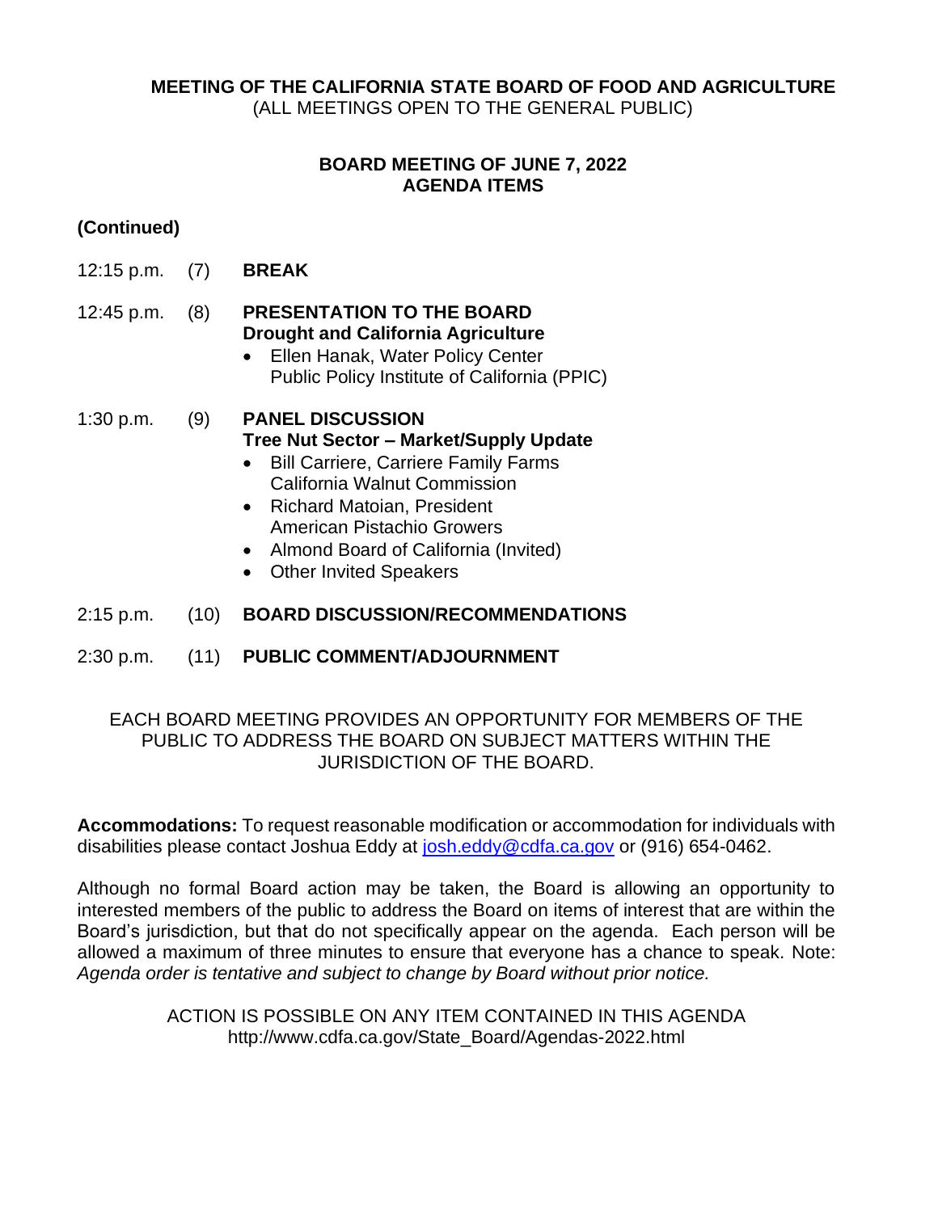**MEETING OF THE CALIFORNIA STATE BOARD OF FOOD AND AGRICULTURE**
(ALL MEETINGS OPEN TO THE GENERAL PUBLIC)

**BOARD MEETING OF JUNE 7, 2022**
**AGENDA ITEMS**

**(Continued)**

12:15 p.m. (7) **BREAK**

12:45 p.m. (8) **PRESENTATION TO THE BOARD**
**Drought and California Agriculture**

- Ellen Hanak, Water Policy Center
  Public Policy Institute of California (PPIC)

1:30 p.m. (9) **PANEL DISCUSSION**
**Tree Nut Sector – Market/Supply Update**

- Bill Carriere, Carriere Family Farms
  California Walnut Commission
- Richard Matoian, President
  American Pistachio Growers
- Almond Board of California (Invited)
- Other Invited Speakers

2:15 p.m. (10) **BOARD DISCUSSION/RECOMMENDATIONS**

2:30 p.m. (11) **PUBLIC COMMENT/ADJOURNMENT**

EACH BOARD MEETING PROVIDES AN OPPORTUNITY FOR MEMBERS OF THE PUBLIC TO ADDRESS THE BOARD ON SUBJECT MATTERS WITHIN THE JURISDICTION OF THE BOARD.

**Accommodations:** To request reasonable modification or accommodation for individuals with disabilities please contact Joshua Eddy at josh.eddy@cdfa.ca.gov or (916) 654-0462.

Although no formal Board action may be taken, the Board is allowing an opportunity to interested members of the public to address the Board on items of interest that are within the Board's jurisdiction, but that do not specifically appear on the agenda. Each person will be allowed a maximum of three minutes to ensure that everyone has a chance to speak. Note: *Agenda order is tentative and subject to change by Board without prior notice.*

ACTION IS POSSIBLE ON ANY ITEM CONTAINED IN THIS AGENDA
http://www.cdfa.ca.gov/State_Board/Agendas-2022.html